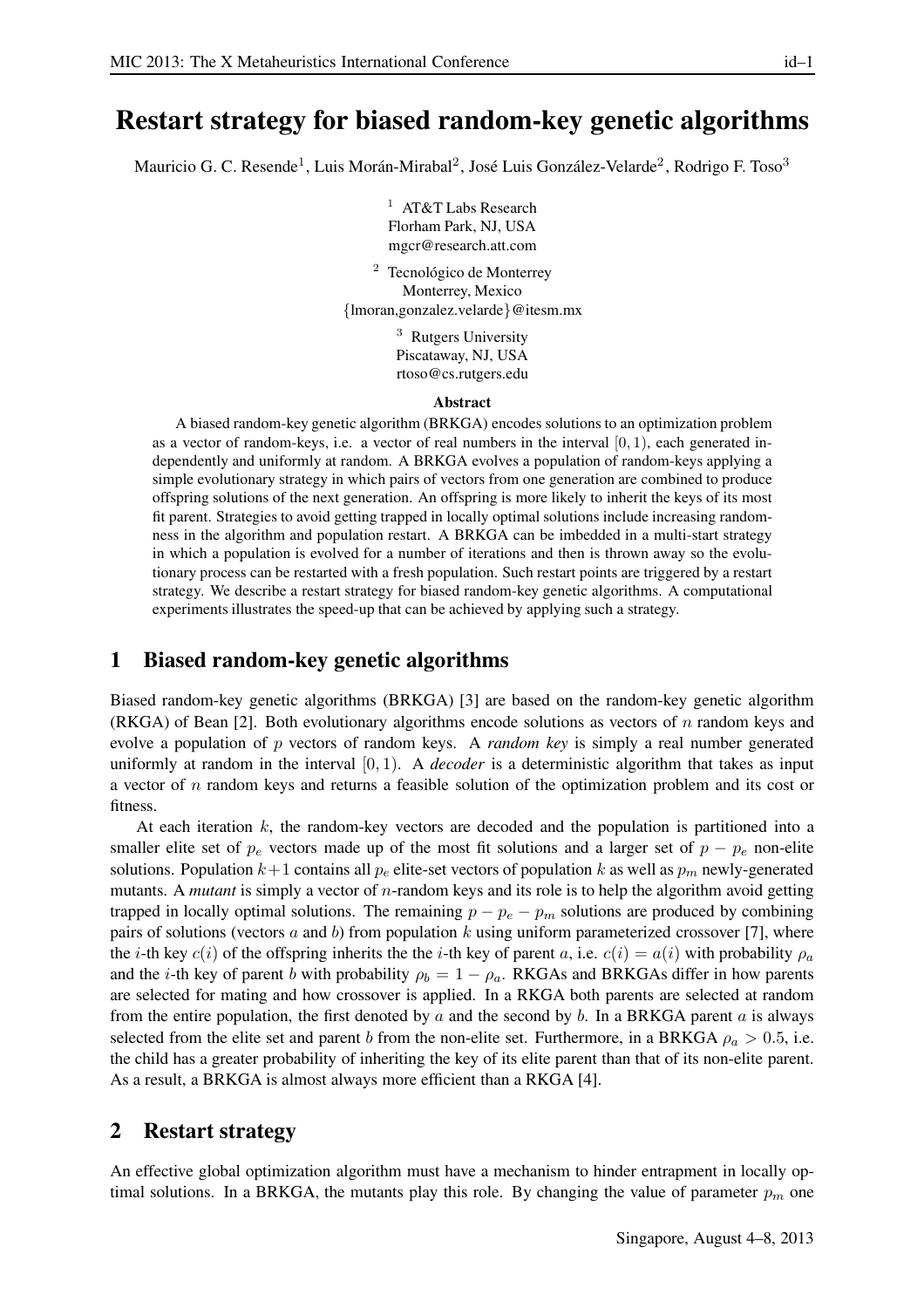# Restart strategy for biased random-key genetic algorithms

Mauricio G. C. Resende[1], Luis Morán-Mirabal[2], José Luis González-Velarde[2], Rodrigo F. Toso[3]

[1] AT&T Labs Research
Florham Park, NJ, USA
mgcr@research.att.com

[2] Tecnológico de Monterrey
Monterrey, Mexico
{lmoran,gonzalez.velarde}@itesm.mx

[3] Rutgers University
Piscataway, NJ, USA
rtoso@cs.rutgers.edu

**Abstract**

A biased random-key genetic algorithm (BRKGA) encodes solutions to an optimization problem as a vector of random-keys, i.e. a vector of real numbers in the interval $[0, 1)$, each generated independently and uniformly at random. A BRKGA evolves a population of random-keys applying a simple evolutionary strategy in which pairs of vectors from one generation are combined to produce offspring solutions of the next generation. An offspring is more likely to inherit the keys of its most fit parent. Strategies to avoid getting trapped in locally optimal solutions include increasing randomness in the algorithm and population restart. A BRKGA can be imbedded in a multi-start strategy in which a population is evolved for a number of iterations and then is thrown away so the evolutionary process can be restarted with a fresh population. Such restart points are triggered by a restart strategy. We describe a restart strategy for biased random-key genetic algorithms. A computational experiments illustrates the speed-up that can be achieved by applying such a strategy.

## 1 Biased random-key genetic algorithms

Biased random-key genetic algorithms (BRKGA) [3] are based on the random-key genetic algorithm (RKGA) of Bean [2]. Both evolutionary algorithms encode solutions as vectors of $n$ random keys and evolve a population of $p$ vectors of random keys. A *random key* is simply a real number generated uniformly at random in the interval $[0, 1)$. A *decoder* is a deterministic algorithm that takes as input a vector of $n$ random keys and returns a feasible solution of the optimization problem and its cost or fitness.

At each iteration $k$, the random-key vectors are decoded and the population is partitioned into a smaller elite set of $p_e$ vectors made up of the most fit solutions and a larger set of $p - p_e$ non-elite solutions. Population $k+1$ contains all $p_e$ elite-set vectors of population $k$ as well as $p_m$ newly-generated mutants. A *mutant* is simply a vector of $n$-random keys and its role is to help the algorithm avoid getting trapped in locally optimal solutions. The remaining $p - p_e - p_m$ solutions are produced by combining pairs of solutions (vectors $a$ and $b$) from population $k$ using uniform parameterized crossover [7], where the $i$-th key $c(i)$ of the offspring inherits the the $i$-th key of parent $a$, i.e. $c(i) = a(i)$ with probability $\rho_a$ and the $i$-th key of parent $b$ with probability $\rho_b = 1 - \rho_a$. RKGAs and BRKGAs differ in how parents are selected for mating and how crossover is applied. In a RKGA both parents are selected at random from the entire population, the first denoted by $a$ and the second by $b$. In a BRKGA parent $a$ is always selected from the elite set and parent $b$ from the non-elite set. Furthermore, in a BRKGA $\rho_a > 0.5$, i.e. the child has a greater probability of inheriting the key of its elite parent than that of its non-elite parent. As a result, a BRKGA is almost always more efficient than a RKGA [4].

## 2 Restart strategy

An effective global optimization algorithm must have a mechanism to hinder entrapment in locally optimal solutions. In a BRKGA, the mutants play this role. By changing the value of parameter $p_m$ one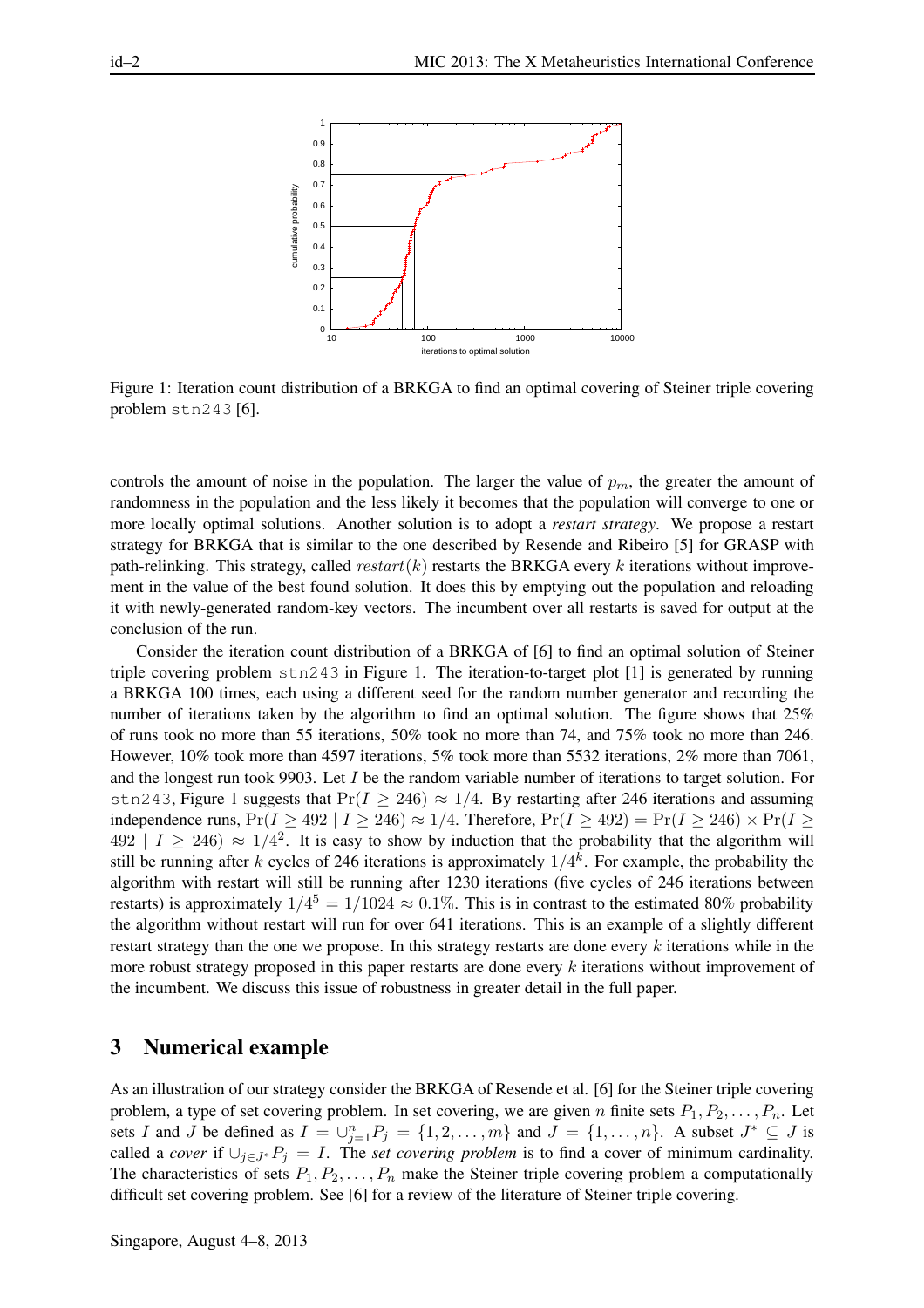Figure 1: Iteration count distribution of a BRKGA to find an optimal covering of Steiner triple covering problem stn243 [6].

controls the amount of noise in the population. The larger the value of $p_m$, the greater the amount of randomness in the population and the less likely it becomes that the population will converge to one or more locally optimal solutions. Another solution is to adopt a *restart strategy*. We propose a restart strategy for BRKGA that is similar to the one described by Resende and Ribeiro [5] for GRASP with path-relinking. This strategy, called $restart(k)$ restarts the BRKGA every $k$ iterations without improvement in the value of the best found solution. It does this by emptying out the population and reloading it with newly-generated random-key vectors. The incumbent over all restarts is saved for output at the conclusion of the run.

Consider the iteration count distribution of a BRKGA of [6] to find an optimal solution of Steiner triple covering problem stn243 in Figure 1. The iteration-to-target plot [1] is generated by running a BRKGA 100 times, each using a different seed for the random number generator and recording the number of iterations taken by the algorithm to find an optimal solution. The figure shows that 25% of runs took no more than 55 iterations, 50% took no more than 74, and 75% took no more than 246. However, 10% took more than 4597 iterations, 5% took more than 5532 iterations, 2% more than 7061, and the longest run took 9903. Let $I$ be the random variable number of iterations to target solution. For stn243, Figure 1 suggests that $\Pr(I \geq 246) \approx 1/4$. By restarting after 246 iterations and assuming independence runs, $\Pr(I \geq 492 \mid I \geq 246) \approx 1/4$. Therefore, $\Pr(I \geq 492) = \Pr(I \geq 246) \times \Pr(I \geq 492 \mid I \geq 246) \approx 1/4^2$. It is easy to show by induction that the probability that the algorithm will still be running after $k$ cycles of 246 iterations is approximately $1/4^k$. For example, the probability the algorithm with restart will still be running after 1230 iterations (five cycles of 246 iterations between restarts) is approximately $1/4^5 = 1/1024 \approx 0.1\%$. This is in contrast to the estimated 80% probability the algorithm without restart will run for over 641 iterations. This is an example of a slightly different restart strategy than the one we propose. In this strategy restarts are done every $k$ iterations while in the more robust strategy proposed in this paper restarts are done every $k$ iterations without improvement of the incumbent. We discuss this issue of robustness in greater detail in the full paper.

## 3 Numerical example

As an illustration of our strategy consider the BRKGA of Resende et al. [6] for the Steiner triple covering problem, a type of set covering problem. In set covering, we are given $n$ finite sets $P_1, P_2, \ldots, P_n$. Let sets $I$ and $J$ be defined as $I = \cup_{j=1}^{n} P_j = \{1, 2, \ldots, m\}$ and $J = \{1, \ldots, n\}$. A subset $J^* \subseteq J$ is called a *cover* if $\cup_{j \in J^*} P_j = I$. The *set covering problem* is to find a cover of minimum cardinality. The characteristics of sets $P_1, P_2, \ldots, P_n$ make the Steiner triple covering problem a computationally difficult set covering problem. See [6] for a review of the literature of Steiner triple covering.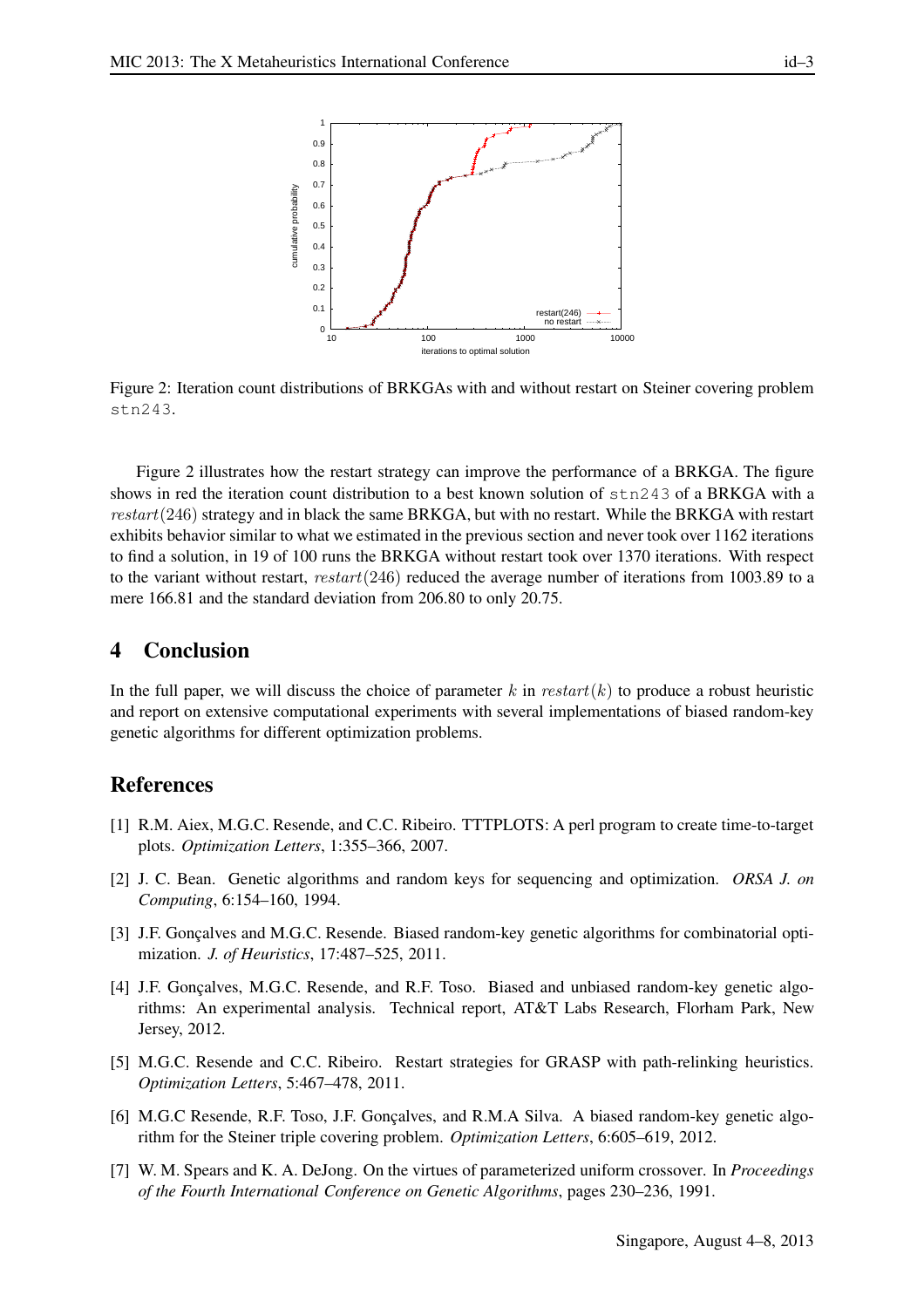cumulative probability

1
0.9
0.8
0.7
0.6
0.5
0.4
0.3
0.2
0.1
0

10
100
1000
10000

iterations to optimal solution

restart(246)
no restart

Figure 2: Iteration count distributions of BRKGAs with and without restart on Steiner covering problem `stn243`.

Figure 2 illustrates how the restart strategy can improve the performance of a BRKGA. The figure shows in red the iteration count distribution to a best known solution of `stn243` of a BRKGA with a $restart(246)$ strategy and in black the same BRKGA, but with no restart. While the BRKGA with restart exhibits behavior similar to what we estimated in the previous section and never took over 1162 iterations to find a solution, in 19 of 100 runs the BRKGA without restart took over 1370 iterations. With respect to the variant without restart, $restart(246)$ reduced the average number of iterations from 1003.89 to a mere 166.81 and the standard deviation from 206.80 to only 20.75.

## 4 Conclusion

In the full paper, we will discuss the choice of parameter $k$ in $restart(k)$ to produce a robust heuristic and report on extensive computational experiments with several implementations of biased random-key genetic algorithms for different optimization problems.

## References

[1] R.M. Aiex, M.G.C. Resende, and C.C. Ribeiro. TTTPLOTS: A perl program to create time-to-target plots. *Optimization Letters*, 1:355–366, 2007.

[2] J. C. Bean. Genetic algorithms and random keys for sequencing and optimization. *ORSA J. on Computing*, 6:154–160, 1994.

[3] J.F. Gonçalves and M.G.C. Resende. Biased random-key genetic algorithms for combinatorial optimization. *J. of Heuristics*, 17:487–525, 2011.

[4] J.F. Gonçalves, M.G.C. Resende, and R.F. Toso. Biased and unbiased random-key genetic algorithms: An experimental analysis. Technical report, AT&T Labs Research, Florham Park, New Jersey, 2012.

[5] M.G.C. Resende and C.C. Ribeiro. Restart strategies for GRASP with path-relinking heuristics. *Optimization Letters*, 5:467–478, 2011.

[6] M.G.C Resende, R.F. Toso, J.F. Gonçalves, and R.M.A Silva. A biased random-key genetic algorithm for the Steiner triple covering problem. *Optimization Letters*, 6:605–619, 2012.

[7] W. M. Spears and K. A. DeJong. On the virtues of parameterized uniform crossover. In *Proceedings of the Fourth International Conference on Genetic Algorithms*, pages 230–236, 1991.